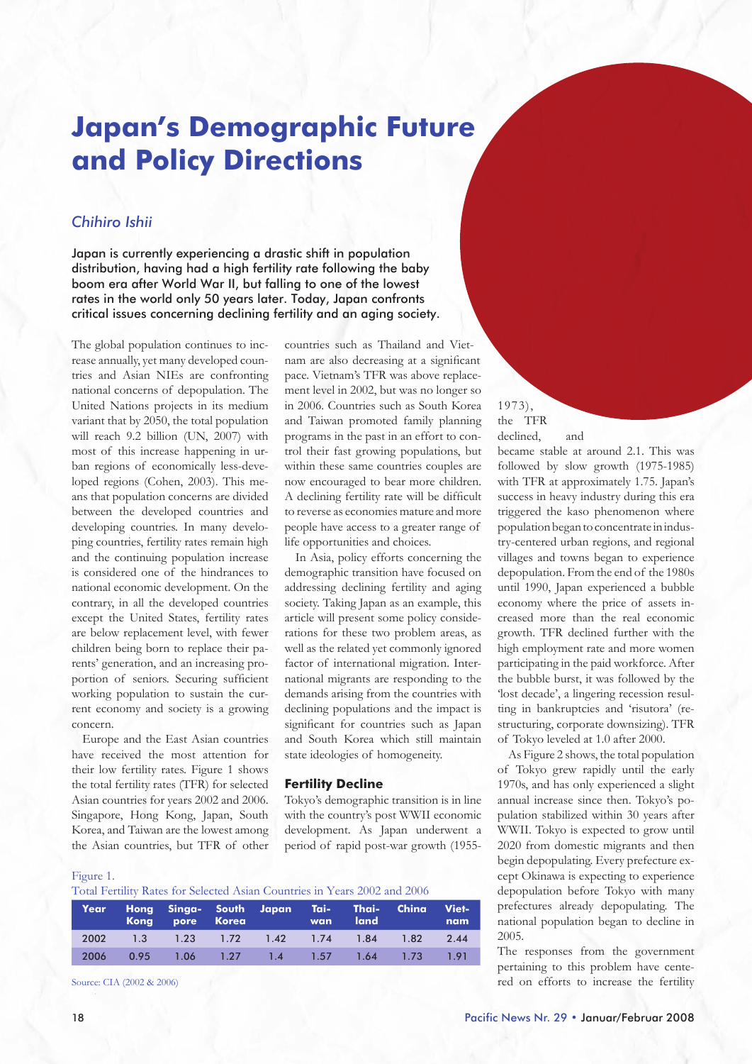# Japan's Demographic Future and Policy Directions

*Chihiro Ishii*

Japan is currently experiencing a drastic shift in population distribution, having had a high fertility rate following the baby boom era after World War II, but falling to one of the lowest rates in the world only 50 years later. Today, Japan confronts critical issues concerning declining fertility and an aging society.

The global population continues to increase annually, yet many developed countries and Asian NIEs are confronting national concerns of depopulation. The United Nations projects in its medium variant that by 2050, the total population will reach 9.2 billion (UN, 2007) with most of this increase happening in urban regions of economically less-developed regions (Cohen, 2003). This means that population concerns are divided between the developed countries and developing countries. In many developing countries, fertility rates remain high and the continuing population increase is considered one of the hindrances to national economic development. On the contrary, in all the developed countries except the United States, fertility rates are below replacement level, with fewer children being born to replace their parents' generation, and an increasing proportion of seniors. Securing sufficient working population to sustain the current economy and society is a growing concern.

Europe and the East Asian countries have received the most attention for their low fertility rates. Figure 1 shows the total fertility rates (TFR) for selected Asian countries for years 2002 and 2006. Singapore, Hong Kong, Japan, South Korea, and Taiwan are the lowest among the Asian countries, but TFR of other countries such as Thailand and Vietnam are also decreasing at a significant pace. Vietnam's TFR was above replacement level in 2002, but was no longer so in 2006. Countries such as South Korea and Taiwan promoted family planning programs in the past in an effort to control their fast growing populations, but within these same countries couples are now encouraged to bear more children. A declining fertility rate will be difficult to reverse as economies mature and more people have access to a greater range of life opportunities and choices.

In Asia, policy efforts concerning the demographic transition have focused on addressing declining fertility and aging society. Taking Japan as an example, this article will present some policy considerations for these two problem areas, as well as the related yet commonly ignored factor of international migration. International migrants are responding to the demands arising from the countries with declining populations and the impact is significant for countries such as Japan and South Korea which still maintain state ideologies of homogeneity.

## Fertility Decline

Tokyo's demographic transition is in line with the country's post WWII economic development. As Japan underwent a period of rapid post-war growth (1955-1973), the TFR declined, and became stable at around 2.1. This was followed by slow growth (1975-1985) with TFR at approximately 1.75. Japan's success in heavy industry during this era triggered the kaso phenomenon where population began to concentrate in industry-centered urban regions, and regional villages and towns began to experience depopulation. From the end of the 1980s until 1990, Japan experienced a bubble economy where the price of assets increased more than the real economic growth. TFR declined further with the high employment rate and more women participating in the paid workforce. After the bubble burst, it was followed by the 'lost decade', a lingering recession resulting in bankruptcies and 'risutora' (restructuring, corporate downsizing). TFR of Tokyo leveled at 1.0 after 2000.

As Figure 2 shows, the total population of Tokyo grew rapidly until the early 1970s, and has only experienced a slight annual increase since then. Tokyo's population stabilized within 30 years after WWII. Tokyo is expected to grow until 2020 from domestic migrants and then begin depopulating. Every prefecture except Okinawa is expecting to experience depopulation before Tokyo with many prefectures already depopulating. The national population began to decline in 2005.

The responses from the government pertaining to this problem have centered on efforts to increase the fertility

Figure 1.
Total Fertility Rates for Selected Asian Countries in Years 2002 and 2006

| Year | Hong Kong | Singapore | South Korea | Japan | Taiwan | Thailand | China | Vietnam |
|---|---|---|---|---|---|---|---|---|
| 2002 | 1.3 | 1.23 | 1.72 | 1.42 | 1.74 | 1.84 | 1.82 | 2.44 |
| 2006 | 0.95 | 1.06 | 1.27 | 1.4 | 1.57 | 1.64 | 1.73 | 1.91 |

Source: CIA (2002 & 2006)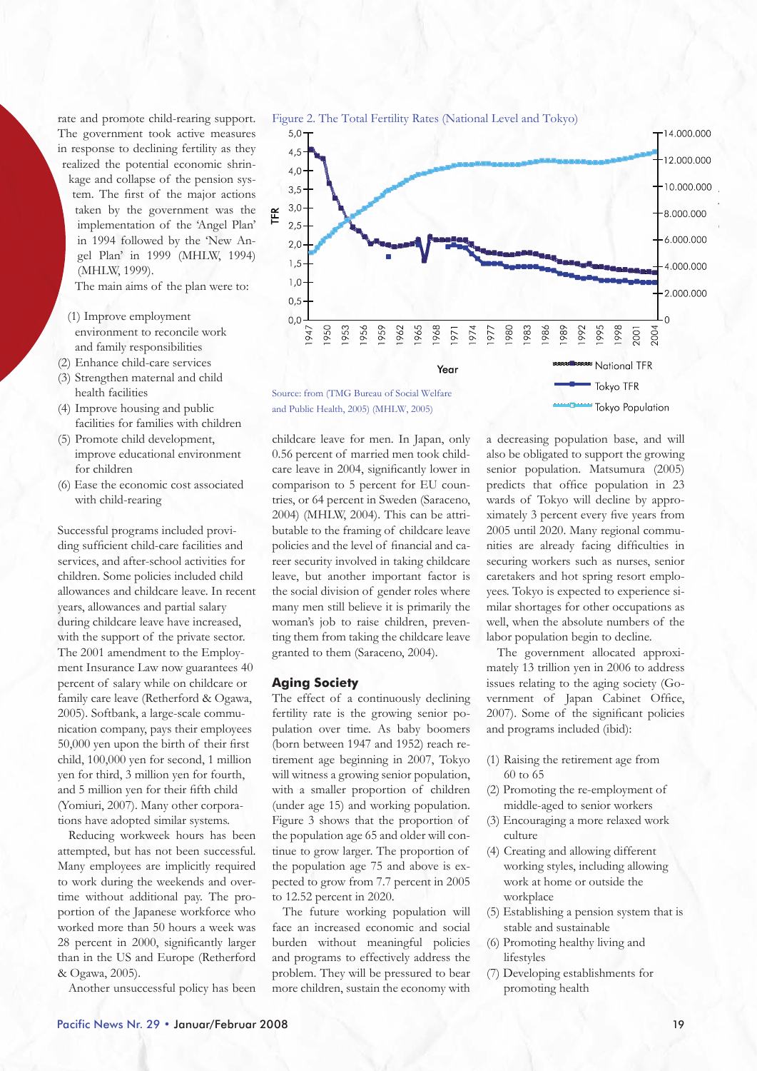rate and promote child-rearing support. The government took active measures in response to declining fertility as they realized the potential economic shrinkage and collapse of the pension system. The first of the major actions taken by the government was the implementation of the 'Angel Plan' in 1994 followed by the 'New Angel Plan' in 1999 (MHLW, 1994) (MHLW, 1999).

The main aims of the plan were to:

(1) Improve employment environment to reconcile work and family responsibilities
(2) Enhance child-care services
(3) Strengthen maternal and child health facilities
(4) Improve housing and public facilities for families with children
(5) Promote child development, improve educational environment for children
(6) Ease the economic cost associated with child-rearing

Successful programs included providing sufficient child-care facilities and services, and after-school activities for children. Some policies included child allowances and childcare leave. In recent years, allowances and partial salary during childcare leave have increased, with the support of the private sector. The 2001 amendment to the Employment Insurance Law now guarantees 40 percent of salary while on childcare or family care leave (Retherford & Ogawa, 2005). Softbank, a large-scale communication company, pays their employees 50,000 yen upon the birth of their first child, 100,000 yen for second, 1 million yen for third, 3 million yen for fourth, and 5 million yen for their fifth child (Yomiuri, 2007). Many other corporations have adopted similar systems.

Reducing workweek hours has been attempted, but has not been successful. Many employees are implicitly required to work during the weekends and overtime without additional pay. The proportion of the Japanese workforce who worked more than 50 hours a week was 28 percent in 2000, significantly larger than in the US and Europe (Retherford & Ogawa, 2005).

Another unsuccessful policy has been childcare leave for men. In Japan, only 0.56 percent of married men took childcare leave in 2004, significantly lower in comparison to 5 percent for EU countries, or 64 percent in Sweden (Saraceno, 2004) (MHLW, 2004). This can be attributable to the framing of childcare leave policies and the level of financial and career security involved in taking childcare leave, but another important factor is the social division of gender roles where many men still believe it is primarily the woman's job to raise children, preventing them from taking the childcare leave granted to them (Saraceno, 2004).

Figure 2. The Total Fertility Rates (National Level and Tokyo)

Source: from (TMG Bureau of Social Welfare and Public Health, 2005) (MHLW, 2005)

### Aging Society

The effect of a continuously declining fertility rate is the growing senior population over time. As baby boomers (born between 1947 and 1952) reach retirement age beginning in 2007, Tokyo will witness a growing senior population, with a smaller proportion of children (under age 15) and working population. Figure 3 shows that the proportion of the population age 65 and older will continue to grow larger. The proportion of the population age 75 and above is expected to grow from 7.7 percent in 2005 to 12.52 percent in 2020.

The future working population will face an increased economic and social burden without meaningful policies and programs to effectively address the problem. They will be pressured to bear more children, sustain the economy with a decreasing population base, and will also be obligated to support the growing senior population. Matsumura (2005) predicts that office population in 23 wards of Tokyo will decline by approximately 3 percent every five years from 2005 until 2020. Many regional communities are already facing difficulties in securing workers such as nurses, senior caretakers and hot spring resort employees. Tokyo is expected to experience similar shortages for other occupations as well, when the absolute numbers of the labor population begin to decline.

The government allocated approximately 13 trillion yen in 2006 to address issues relating to the aging society (Government of Japan Cabinet Office, 2007). Some of the significant policies and programs included (ibid):

(1) Raising the retirement age from 60 to 65
(2) Promoting the re-employment of middle-aged to senior workers
(3) Encouraging a more relaxed work culture
(4) Creating and allowing different working styles, including allowing work at home or outside the workplace
(5) Establishing a pension system that is stable and sustainable
(6) Promoting healthy living and lifestyles
(7) Developing establishments for promoting health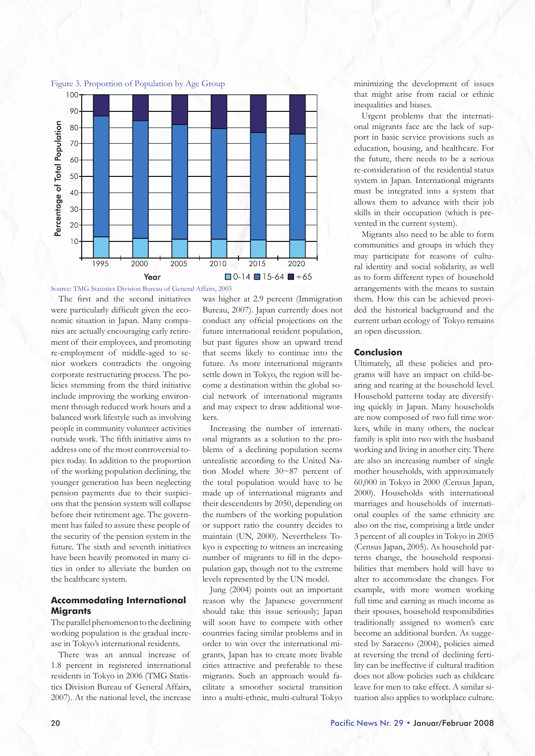Figure 3. Proportion of Population by Age Group

Source: TMG Statistics Division Bureau of General Affairs, 2003

The first and the second initiatives were particularly difficult given the economic situation in Japan. Many companies are actually encouraging early retirement of their employees, and promoting re-employment of middle-aged to senior workers contradicts the ongoing corporate restructuring process. The policies stemming from the third initiative include improving the working environment through reduced work hours and a balanced work lifestyle such as involving people in community volunteer activities outside work. The fifth initiative aims to address one of the most controversial topics today. In addition to the proportion of the working population declining, the younger generation has been neglecting pension payments due to their suspicions that the pension system will collapse before their retirement age. The government has failed to assure these people of the security of the pension system in the future. The sixth and seventh initiatives have been heavily promoted in many cities in order to alleviate the burden on the healthcare system.

## Accommodating International Migrants

The parallel phenomenon to the declining working population is the gradual increase in Tokyo's international residents.

There was an annual increase of 1.8 percent in registered international residents in Tokyo in 2006 (TMG Statistics Division Bureau of General Affairs, 2007). At the national level, the increase was higher at 2.9 percent (Immigration Bureau, 2007). Japan currently does not conduct any official projections on the future international resident population, but past figures show an upward trend that seems likely to continue into the future. As more international migrants settle down in Tokyo, the region will become a destination within the global social network of international migrants and may expect to draw additional workers.

Increasing the number of international migrants as a solution to the problems of a declining population seems unrealistic according to the United Nation Model where 30~87 percent of the total population would have to be made up of international migrants and their descendents by 2050, depending on the numbers of the working population or support ratio the country decides to maintain (UN, 2000). Nevertheless Tokyo is expecting to witness an increasing number of migrants to fill in the depopulation gap, though not to the extreme levels represented by the UN model.

Jung (2004) points out an important reason why the Japanese government should take this issue seriously; Japan will soon have to compete with other countries facing similar problems and in order to win over the international migrants, Japan has to create more livable cities attractive and preferable to these migrants. Such an approach would facilitate a smoother societal transition into a multi-ethnic, multi-cultural Tokyo minimizing the development of issues that might arise from racial or ethnic inequalities and biases.

Urgent problems that the international migrants face are the lack of support in basic service provisions such as education, housing, and healthcare. For the future, there needs to be a serious re-consideration of the residential status system in Japan. International migrants must be integrated into a system that allows them to advance with their job skills in their occupation (which is prevented in the current system).

Migrants also need to be able to form communities and groups in which they may participate for reasons of cultural identity and social solidarity, as well as to form different types of household arrangements with the means to sustain them. How this can be achieved provided the historical background and the current urban ecology of Tokyo remains an open discussion.

## Conclusion

Ultimately, all these policies and programs will have an impact on child-bearing and rearing at the household level. Household patterns today are diversifying quickly in Japan. Many households are now composed of two full time workers, while in many others, the nuclear family is split into two with the husband working and living in another city. There are also an increasing number of single mother households, with approximately 60,000 in Tokyo in 2000 (Census Japan, 2000). Households with international marriages and households of international couples of the same ethnicity are also on the rise, comprising a little under 3 percent of all couples in Tokyo in 2005 (Census Japan, 2005). As household patterns change, the household responsibilities that members hold will have to alter to accommodate the changes. For example, with more women working full time and earning as much income as their spouses, household responsibilities traditionally assigned to women's care become an additional burden. As suggested by Saraceno (2004), policies aimed at reversing the trend of declining fertility can be ineffective if cultural tradition does not allow policies such as childcare leave for men to take effect. A similar situation also applies to workplace culture.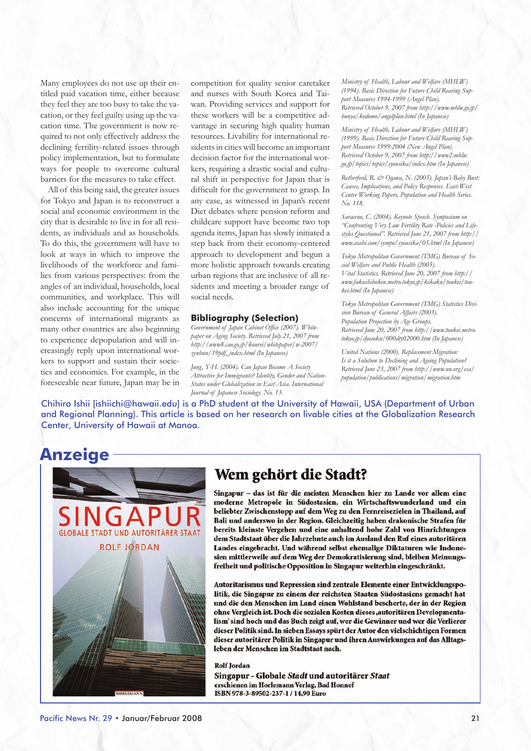Many employees do not use up their entitled paid vacation time, either because they feel they are too busy to take the vacation, or they feel guilty using up the vacation time. The government is now required to not only effectively address the declining fertility-related issues through policy implementation, but to formulate ways for people to overcome cultural barriers for the measures to take effect.

All of this being said, the greater issues for Tokyo and Japan is to reconstruct a social and economic environment in the city that is desirable to live in for all residents, as individuals and as households. To do this, the government will have to look at ways in which to improve the livelihoods of the workforce and families from various perspectives: from the angles of an individual, households, local communities, and workplace. This will also include accounting for the unique concerns of international migrants as many other countries are also beginning to experience depopulation and will increasingly reply upon international workers to support and sustain their societies and economies. For example, in the foreseeable near future, Japan may be in competition for quality senior caretaker and nurses with South Korea and Taiwan. Providing services and support for these workers will be a competitive advantage in securing high quality human resources. Livability for international residents in cities will become an important decision factor for the international workers, requiring a drastic social and cultural shift in perspective for Japan that is difficult for the government to grasp. In any case, as witnessed in Japan's recent Diet debates where pension reform and childcare support have become two top agenda items, Japan has slowly initiated a step back from their economy-centered approach to development and begun a more holistic approach towards creating urban regions that are inclusive of all residents and meeting a broader range of social needs.

## Bibliography (Selection)

*Government of Japan Cabinet Office (2007). Whitepaper on Aging Society. Retrieved July 21, 2007 from http://www8.cao.go.jp/kourei/whitepaper/w-2007/zenbun/19pdf_index.html (In Japanese)*

*Jung, Y-H. (2004). Can Japan Become A Society Attractive for Immigrants? Identity, Gender and Nation-States under Globalization in East Asia. International Journal of Japanese Sociology. No. 13.*

*Ministry of Health, Labour and Welfare (MHLW) (1994). Basic Direction for Future Child Rearing Support Measures 1994-1999 (Angel Plan). Retrieved October 9, 2007 from http://www.mhlw.go.jp/bunya/kodomo/angelplan.html (In Japanese)*

*Ministry of Health, Labour and Welfare (MHLW) (1999). Basic Direction for Future Child Rearing Support Measures 1999-2004 (New Angel Plan). Retrieved October 9, 2007 from http://www2.mhlw.go.jp/topics/topics/syousika/index.htm (In Japanese)*

*Retherford, R. & Ogawa, N. (2005). Japan's Baby Bust: Causes, Implications, and Policy Responses. East-West Center Working Papers, Population and Health Series. No. 118.*

*Saraceno, C. (2004). Keynote Speech. Symposium on "Confronting Very Low Fertility Rate -Policies and Lifestyles Questioned". Retrieved June 21, 2007 from http://www.asahi.com/sympo/syousika/05.html (In Japanese)*

*Tokyo Metropolitan Government (TMG) Bureau of Social Welfare and Public Health (2005). Vital Statistics. Retrieved June 20, 2007 from http://www.fukushihoken.metro.tokyo.jp/kikaku/toukei/toukei.html (In Japanese)*

*Tokyo Metropolitan Government (TMG) Statistics Division Bureau of General Affairs (2003). Population Projection by Age Groups. Retrieved June 20, 2007 from http://www.toukei.metro.tokyo.jp/dyosoku/000dty02000.htm (In Japanese)*

*United Nations (2000). Replacement Migration: Is it a Solution to Declining and Ageing Population? Retrieved June 23, 2007 from http://www.un.org/esa/population/publications/migration/migration.htm*

Chihiro Ishii [ishiichi@hawaii.edu] is a PhD student at the University of Hawaii, USA (Department of Urban and Regional Planning). This article is based on her research on livable cities at the Globalization Research Center, University of Hawaii at Manoa.

## Anzeige

SINGAPUR
GLOBALE STADT UND AUTORITÄRER STAAT
ROLF JORDAN
HORLEMANN

### Wem gehört die Stadt?

**Singapur – das ist für die meisten Menschen hier zu Lande vor allem eine moderne Metropole in Südostasien, ein Wirtschaftswunderland und ein beliebter Zwischenstopp auf dem Weg zu den Fernreisezielen in Thailand, auf Bali und anderswo in der Region. Gleichzeitig haben drakonische Strafen für bereits kleinste Vergehen und eine anhaltend hohe Zahl von Hinrichtungen dem Stadtstaat über die Jahrzehnte auch im Ausland den Ruf eines autoritären Landes eingebracht. Und während selbst ehemalige Diktaturen wie Indonesien mittlerweile auf dem Weg der Demokratisierung sind, bleiben Meinungsfreiheit und politische Opposition in Singapur weiterhin eingeschränkt.**

**Autoritarismus und Repression sind zentrale Elemente einer Entwicklungspolitik, die Singapur zu einem der reichsten Staaten Südostasiens gemacht hat und die den Menschen im Land einen Wohlstand bescherte, der in der Region ohne Vergleich ist. Doch die sozialen Kosten dieses ‚autoritären Developmentalism' sind hoch und das Buch zeigt auf, wer die Gewinner und wer die Verlierer dieser Politik sind. In sieben Essays spürt der Autor den vielschichtigen Formen dieser autoritärer Politik in Singapur und ihren Auswirkungen auf das Alltagsleben der Menschen im Stadtstaat nach.**

**Rolf Jordan**
**Singapur - Globale *Stadt* und autoritärer *Staat***
**erschienen im Horlemann Verlag, Bad Honnef**
**ISBN 978-3-89502-237-1 / 14,90 Euro**